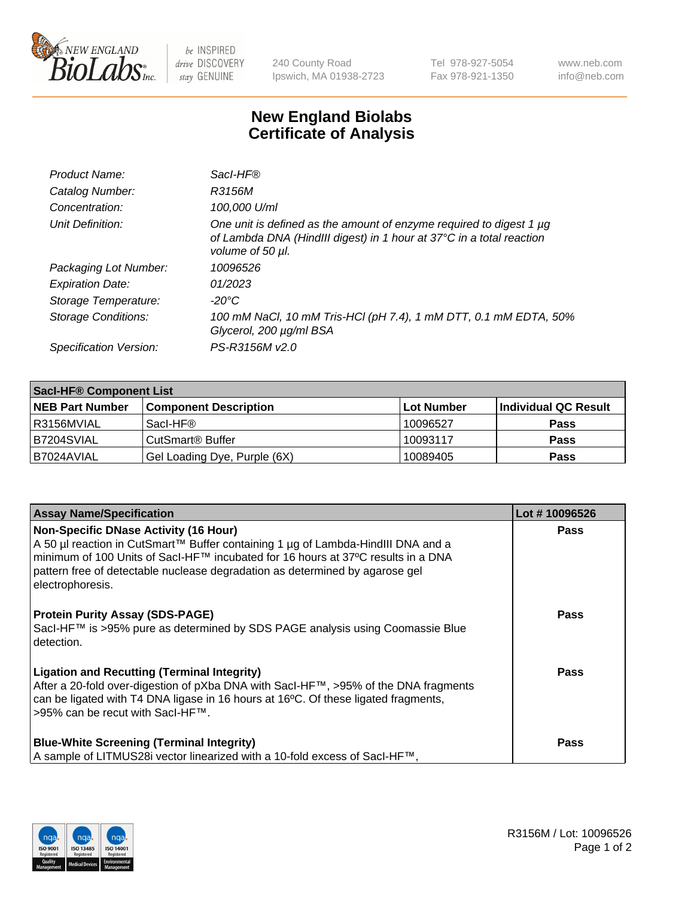240 County Road
Ipswich, MA 01938-2723

Tel 978-927-5054
Fax 978-921-1350

www.neb.com
info@neb.com

# New England Biolabs
# Certificate of Analysis

| | |
|---|---|
| *Product Name:* | *SacI-HF®* |
| *Catalog Number:* | *R3156M* |
| *Concentration:* | *100,000 U/ml* |
| *Unit Definition:* | *One unit is defined as the amount of enzyme required to digest 1 µg of Lambda DNA (HindIII digest) in 1 hour at 37°C in a total reaction volume of 50 µl.* |
| *Packaging Lot Number:* | *10096526* |
| *Expiration Date:* | *01/2023* |
| *Storage Temperature:* | *-20°C* |
| *Storage Conditions:* | *100 mM NaCl, 10 mM Tris-HCl (pH 7.4), 1 mM DTT, 0.1 mM EDTA, 50% Glycerol, 200 µg/ml BSA* |
| *Specification Version:* | *PS-R3156M v2.0* |

| **SacI-HF® Component List** | | | |
|---|---|---|---|
| **NEB Part Number** | **Component Description** | **Lot Number** | **Individual QC Result** |
| R3156MVIAL | SacI-HF® | 10096527 | **Pass** |
| B7204SVIAL | CutSmart® Buffer | 10093117 | **Pass** |
| B7024AVIAL | Gel Loading Dye, Purple (6X) | 10089405 | **Pass** |

| **Assay Name/Specification** | **Lot # 10096526** |
|---|---|
| **Non-Specific DNase Activity (16 Hour)**<br>A 50 µl reaction in CutSmart™ Buffer containing 1 µg of Lambda-HindIII DNA and a minimum of 100 Units of SacI-HF™ incubated for 16 hours at 37ºC results in a DNA pattern free of detectable nuclease degradation as determined by agarose gel electrophoresis. | **Pass** |
| **Protein Purity Assay (SDS-PAGE)**<br>SacI-HF™ is >95% pure as determined by SDS PAGE analysis using Coomassie Blue detection. | **Pass** |
| **Ligation and Recutting (Terminal Integrity)**<br>After a 20-fold over-digestion of pXba DNA with SacI-HF™, >95% of the DNA fragments can be ligated with T4 DNA ligase in 16 hours at 16ºC. Of these ligated fragments, >95% can be recut with SacI-HF™. | **Pass** |
| **Blue-White Screening (Terminal Integrity)**<br>A sample of LITMUS28i vector linearized with a 10-fold excess of SacI-HF™, | **Pass** |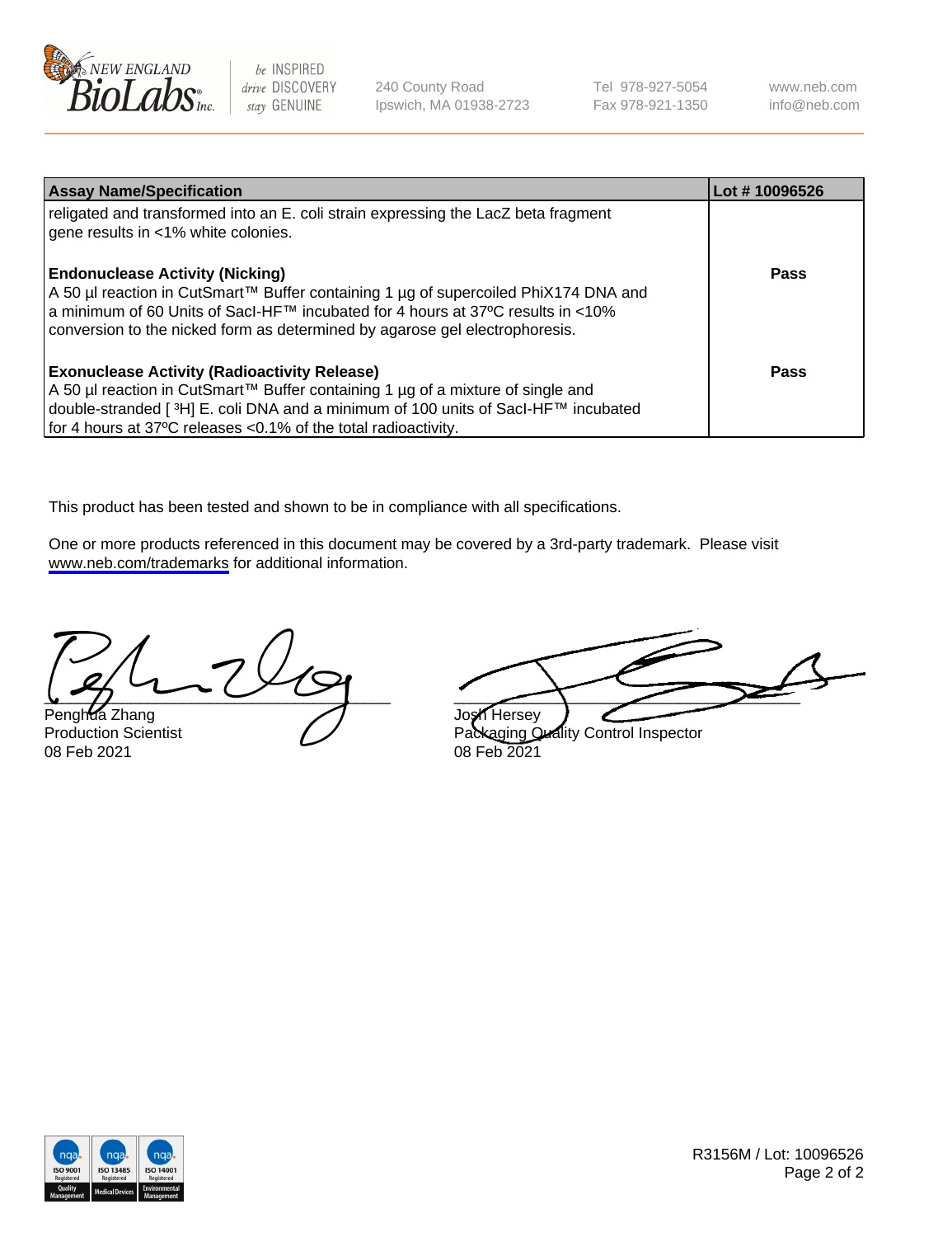| Assay Name/Specification | Lot # 10096526 |
|---|---|
| religated and transformed into an E. coli strain expressing the LacZ beta fragment gene results in <1% white colonies. | |
| **Endonuclease Activity (Nicking)**<br>A 50 µl reaction in CutSmart™ Buffer containing 1 µg of supercoiled PhiX174 DNA and a minimum of 60 Units of SacI-HF™ incubated for 4 hours at 37ºC results in <10% conversion to the nicked form as determined by agarose gel electrophoresis. | **Pass** |
| **Exonuclease Activity (Radioactivity Release)**<br>A 50 µl reaction in CutSmart™ Buffer containing 1 µg of a mixture of single and double-stranded [ $^3$H] E. coli DNA and a minimum of 100 units of SacI-HF™ incubated for 4 hours at 37ºC releases <0.1% of the total radioactivity. | **Pass** |

This product has been tested and shown to be in compliance with all specifications.

One or more products referenced in this document may be covered by a 3rd-party trademark. Please visit www.neb.com/trademarks for additional information.

Penghua Zhang
Production Scientist
08 Feb 2021

Josh Hersey
Packaging Quality Control Inspector
08 Feb 2021

R3156M / Lot: 10096526